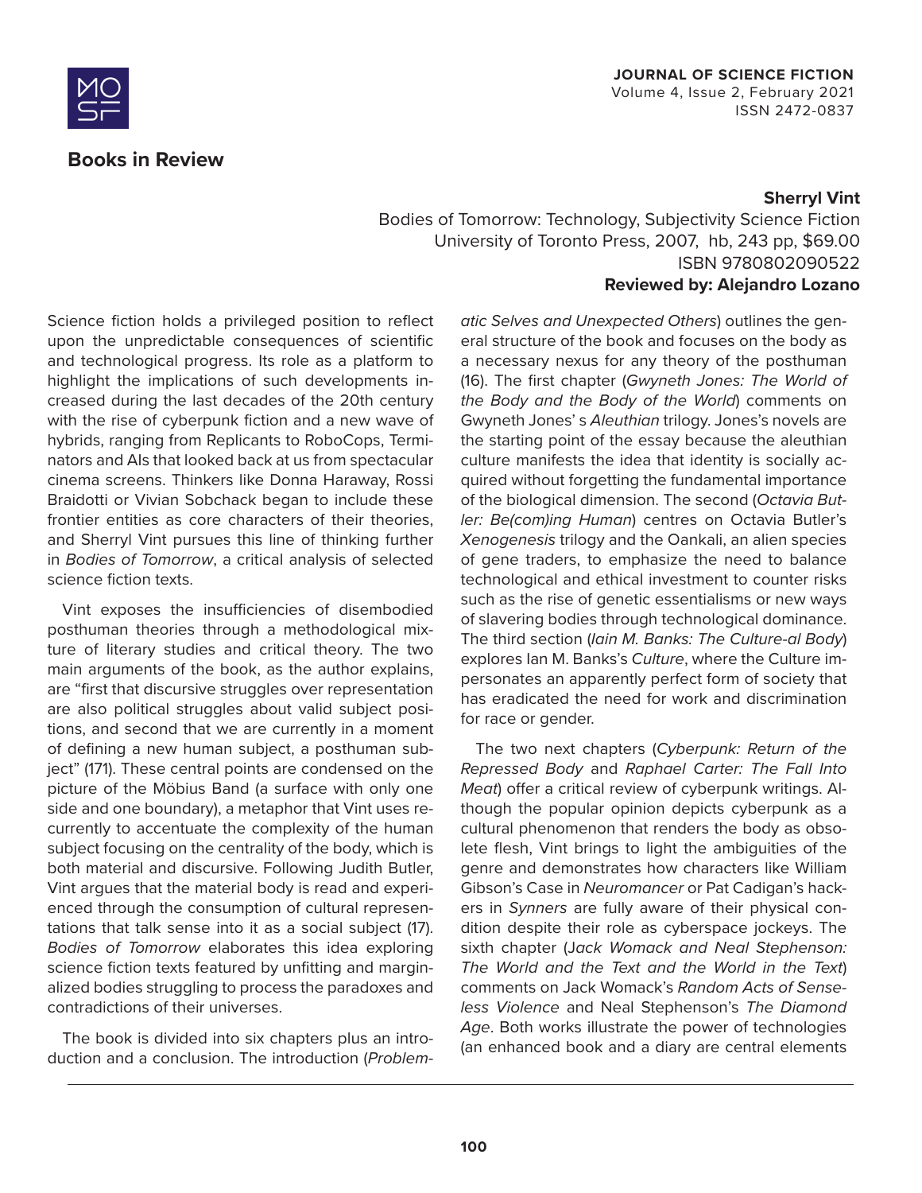## Books in Review

**Sherryl Vint**
Bodies of Tomorrow: Technology, Subjectivity Science Fiction
University of Toronto Press, 2007, hb, 243 pp, $69.00
ISBN 9780802090522
**Reviewed by: Alejandro Lozano**

Science fiction holds a privileged position to reflect upon the unpredictable consequences of scientific and technological progress. Its role as a platform to highlight the implications of such developments increased during the last decades of the 20th century with the rise of cyberpunk fiction and a new wave of hybrids, ranging from Replicants to RoboCops, Terminators and AIs that looked back at us from spectacular cinema screens. Thinkers like Donna Haraway, Rossi Braidotti or Vivian Sobchack began to include these frontier entities as core characters of their theories, and Sherryl Vint pursues this line of thinking further in *Bodies of Tomorrow*, a critical analysis of selected science fiction texts.

Vint exposes the insufficiencies of disembodied posthuman theories through a methodological mixture of literary studies and critical theory. The two main arguments of the book, as the author explains, are "first that discursive struggles over representation are also political struggles about valid subject positions, and second that we are currently in a moment of defining a new human subject, a posthuman subject" (171). These central points are condensed on the picture of the Möbius Band (a surface with only one side and one boundary), a metaphor that Vint uses recurrently to accentuate the complexity of the human subject focusing on the centrality of the body, which is both material and discursive. Following Judith Butler, Vint argues that the material body is read and experienced through the consumption of cultural representations that talk sense into it as a social subject (17). *Bodies of Tomorrow* elaborates this idea exploring science fiction texts featured by unfitting and marginalized bodies struggling to process the paradoxes and contradictions of their universes.

The book is divided into six chapters plus an introduction and a conclusion. The introduction (*Problematic Selves and Unexpected Others*) outlines the general structure of the book and focuses on the body as a necessary nexus for any theory of the posthuman (16). The first chapter (*Gwyneth Jones: The World of the Body and the Body of the World*) comments on Gwyneth Jones' s *Aleuthian* trilogy. Jones's novels are the starting point of the essay because the aleuthian culture manifests the idea that identity is socially acquired without forgetting the fundamental importance of the biological dimension. The second (*Octavia Butler: Be(com)ing Human*) centres on Octavia Butler's *Xenogenesis* trilogy and the Oankali, an alien species of gene traders, to emphasize the need to balance technological and ethical investment to counter risks such as the rise of genetic essentialisms or new ways of slavering bodies through technological dominance. The third section (*Iain M. Banks: The Culture-al Body*) explores Ian M. Banks's *Culture*, where the Culture impersonates an apparently perfect form of society that has eradicated the need for work and discrimination for race or gender.

The two next chapters (*Cyberpunk: Return of the Repressed Body* and *Raphael Carter: The Fall Into Meat*) offer a critical review of cyberpunk writings. Although the popular opinion depicts cyberpunk as a cultural phenomenon that renders the body as obsolete flesh, Vint brings to light the ambiguities of the genre and demonstrates how characters like William Gibson's Case in *Neuromancer* or Pat Cadigan's hackers in *Synners* are fully aware of their physical condition despite their role as cyberspace jockeys. The sixth chapter (*Jack Womack and Neal Stephenson: The World and the Text and the World in the Text*) comments on Jack Womack's *Random Acts of Senseless Violence* and Neal Stephenson's *The Diamond Age*. Both works illustrate the power of technologies (an enhanced book and a diary are central elements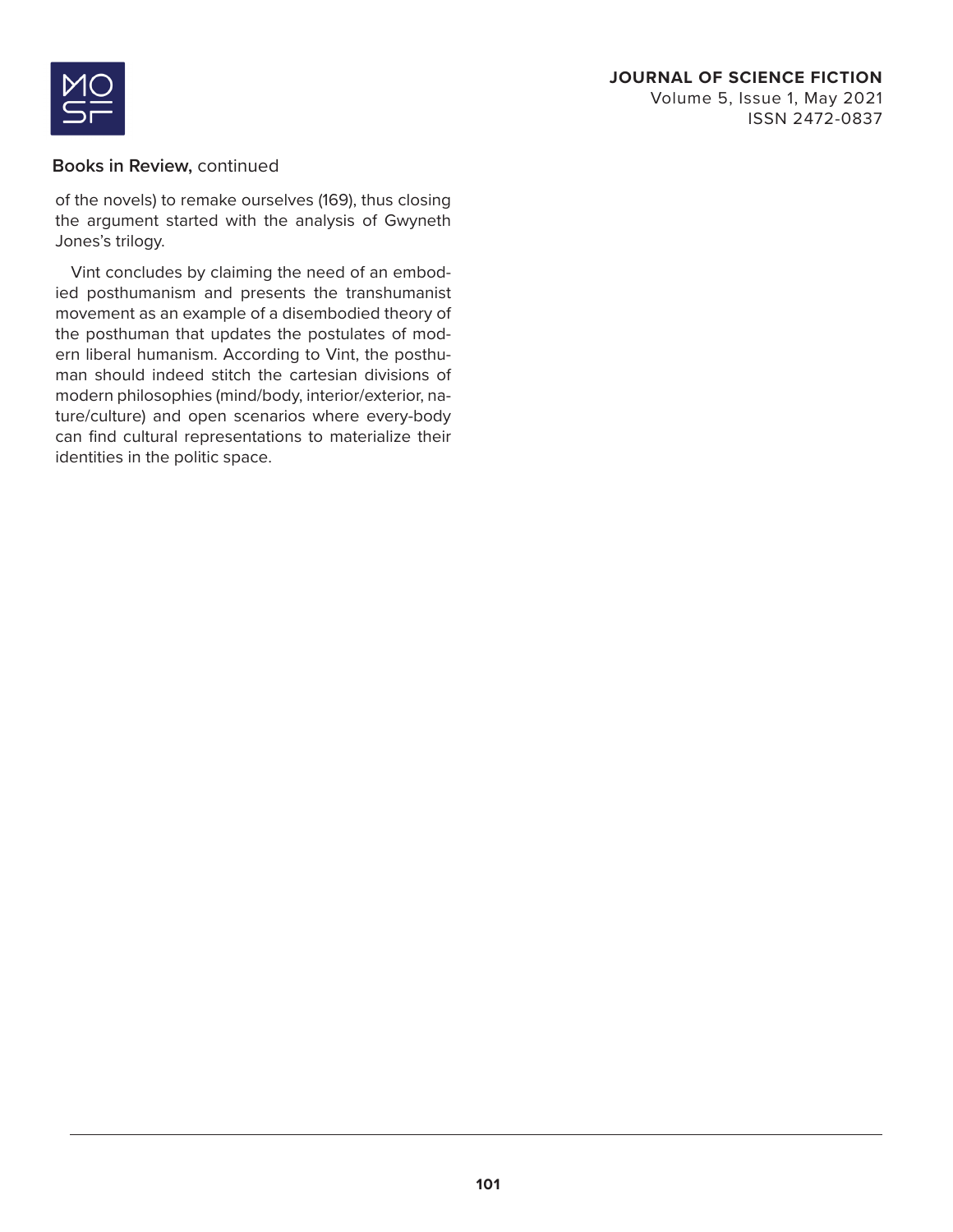**Books in Review,** continued

of the novels) to remake ourselves (169), thus closing the argument started with the analysis of Gwyneth Jones's trilogy.

Vint concludes by claiming the need of an embodied posthumanism and presents the transhumanist movement as an example of a disembodied theory of the posthuman that updates the postulates of modern liberal humanism. According to Vint, the posthuman should indeed stitch the cartesian divisions of modern philosophies (mind/body, interior/exterior, nature/culture) and open scenarios where every-body can find cultural representations to materialize their identities in the politic space.